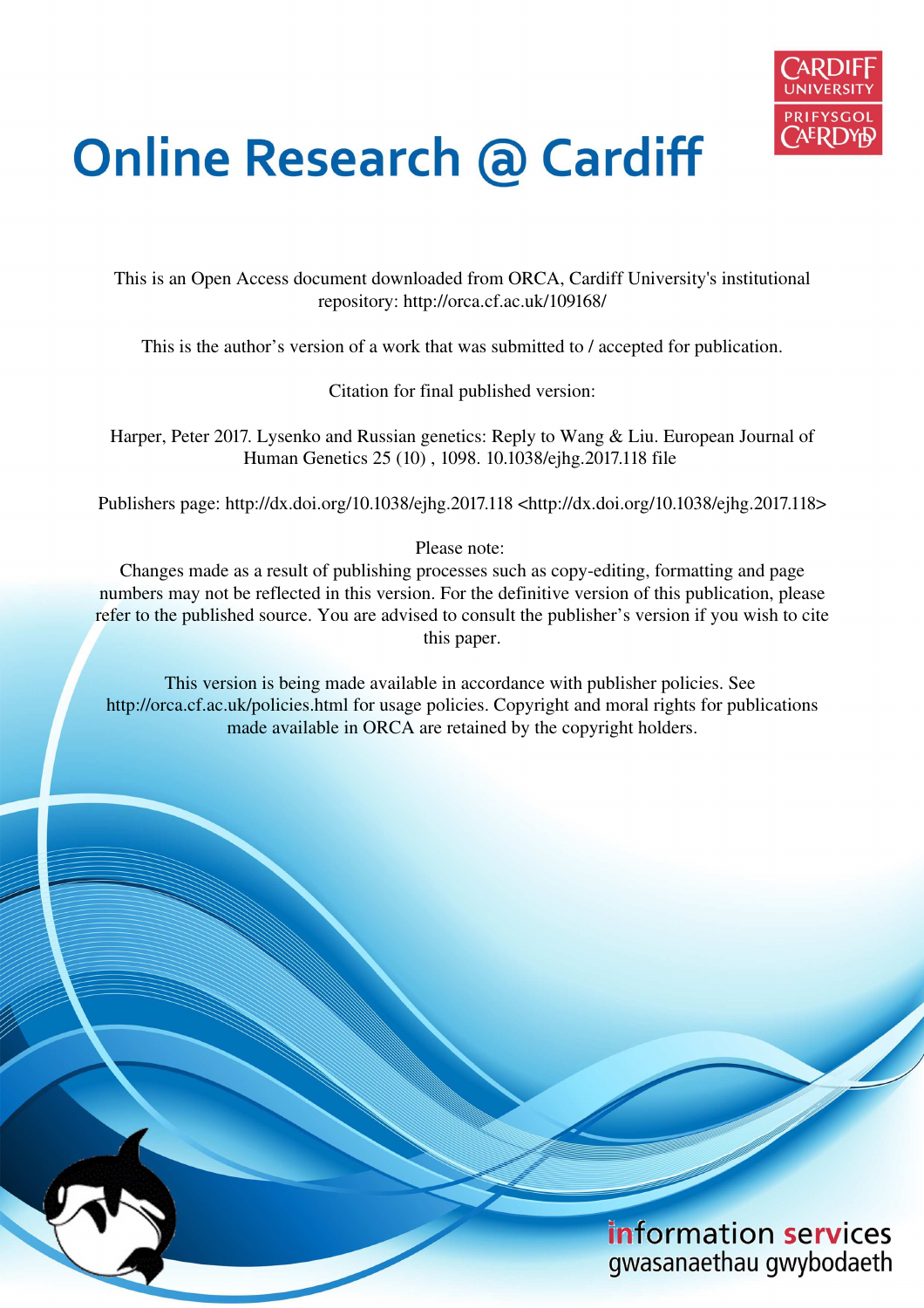# Online Research @ Cardiff

This is an Open Access document downloaded from ORCA, Cardiff University's institutional repository: http://orca.cf.ac.uk/109168/

This is the author's version of a work that was submitted to / accepted for publication.

Citation for final published version:

Harper, Peter 2017. Lysenko and Russian genetics: Reply to Wang & Liu. European Journal of Human Genetics 25 (10) , 1098. 10.1038/ejhg.2017.118 file

Publishers page: http://dx.doi.org/10.1038/ejhg.2017.118 <http://dx.doi.org/10.1038/ejhg.2017.118>

Please note:
Changes made as a result of publishing processes such as copy-editing, formatting and page numbers may not be reflected in this version. For the definitive version of this publication, please refer to the published source. You are advised to consult the publisher's version if you wish to cite this paper.

This version is being made available in accordance with publisher policies. See http://orca.cf.ac.uk/policies.html for usage policies. Copyright and moral rights for publications made available in ORCA are retained by the copyright holders.

information services
gwasanaethau gwybodaeth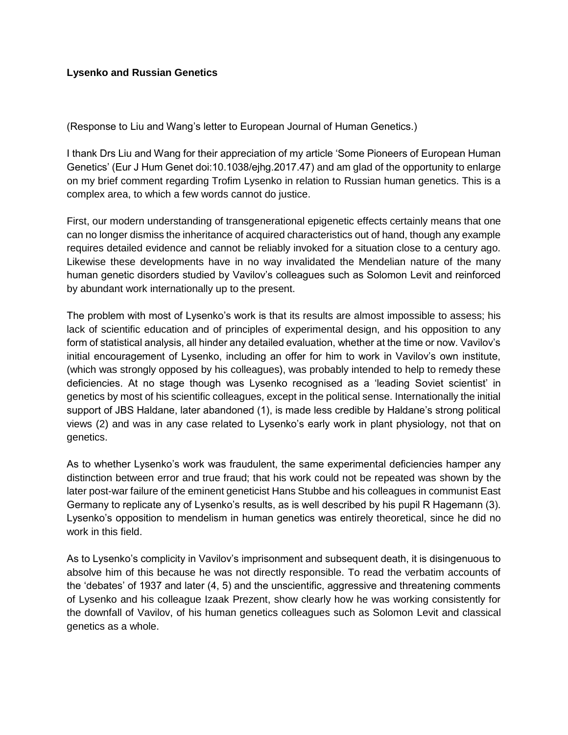**Lysenko and Russian Genetics**

(Response to Liu and Wang's letter to European Journal of Human Genetics.)

I thank Drs Liu and Wang for their appreciation of my article 'Some Pioneers of European Human Genetics' (Eur J Hum Genet doi:10.1038/ejhg.2017.47) and am glad of the opportunity to enlarge on my brief comment regarding Trofim Lysenko in relation to Russian human genetics. This is a complex area, to which a few words cannot do justice.

First, our modern understanding of transgenerational epigenetic effects certainly means that one can no longer dismiss the inheritance of acquired characteristics out of hand, though any example requires detailed evidence and cannot be reliably invoked for a situation close to a century ago. Likewise these developments have in no way invalidated the Mendelian nature of the many human genetic disorders studied by Vavilov's colleagues such as Solomon Levit and reinforced by abundant work internationally up to the present.

The problem with most of Lysenko's work is that its results are almost impossible to assess; his lack of scientific education and of principles of experimental design, and his opposition to any form of statistical analysis, all hinder any detailed evaluation, whether at the time or now. Vavilov's initial encouragement of Lysenko, including an offer for him to work in Vavilov's own institute, (which was strongly opposed by his colleagues), was probably intended to help to remedy these deficiencies. At no stage though was Lysenko recognised as a 'leading Soviet scientist' in genetics by most of his scientific colleagues, except in the political sense. Internationally the initial support of JBS Haldane, later abandoned (1), is made less credible by Haldane's strong political views (2) and was in any case related to Lysenko's early work in plant physiology, not that on genetics.

As to whether Lysenko's work was fraudulent, the same experimental deficiencies hamper any distinction between error and true fraud; that his work could not be repeated was shown by the later post-war failure of the eminent geneticist Hans Stubbe and his colleagues in communist East Germany to replicate any of Lysenko's results, as is well described by his pupil R Hagemann (3). Lysenko's opposition to mendelism in human genetics was entirely theoretical, since he did no work in this field.

As to Lysenko's complicity in Vavilov's imprisonment and subsequent death, it is disingenuous to absolve him of this because he was not directly responsible. To read the verbatim accounts of the 'debates' of 1937 and later (4, 5) and the unscientific, aggressive and threatening comments of Lysenko and his colleague Izaak Prezent, show clearly how he was working consistently for the downfall of Vavilov, of his human genetics colleagues such as Solomon Levit and classical genetics as a whole.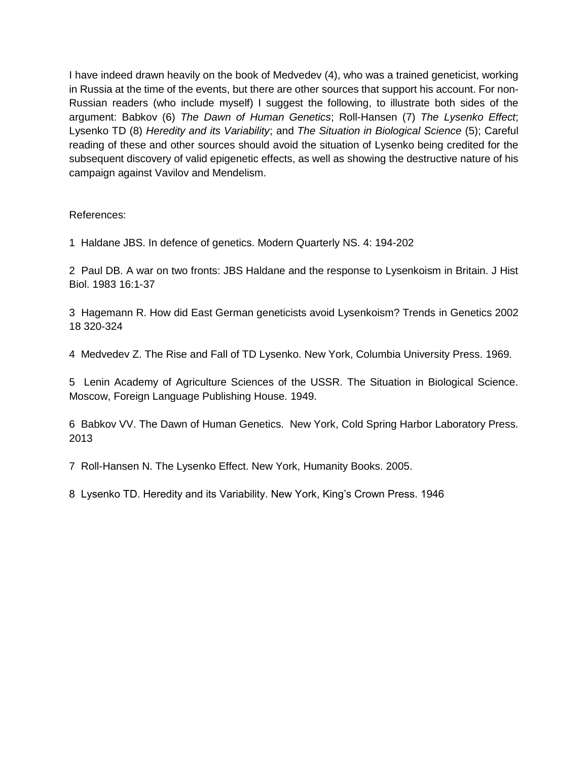I have indeed drawn heavily on the book of Medvedev (4), who was a trained geneticist, working in Russia at the time of the events, but there are other sources that support his account. For non-Russian readers (who include myself) I suggest the following, to illustrate both sides of the argument: Babkov (6) *The Dawn of Human Genetics*; Roll-Hansen (7) *The Lysenko Effect*; Lysenko TD (8) *Heredity and its Variability*; and *The Situation in Biological Science* (5); Careful reading of these and other sources should avoid the situation of Lysenko being credited for the subsequent discovery of valid epigenetic effects, as well as showing the destructive nature of his campaign against Vavilov and Mendelism.

References:

1 Haldane JBS. In defence of genetics. Modern Quarterly NS. 4: 194-202

2 Paul DB. A war on two fronts: JBS Haldane and the response to Lysenkoism in Britain. J Hist Biol. 1983 16:1-37

3 Hagemann R. How did East German geneticists avoid Lysenkoism? Trends in Genetics 2002 18 320-324

4 Medvedev Z. The Rise and Fall of TD Lysenko. New York, Columbia University Press. 1969.

5 Lenin Academy of Agriculture Sciences of the USSR. The Situation in Biological Science. Moscow, Foreign Language Publishing House. 1949.

6 Babkov VV. The Dawn of Human Genetics. New York, Cold Spring Harbor Laboratory Press. 2013

7 Roll-Hansen N. The Lysenko Effect. New York, Humanity Books. 2005.

8 Lysenko TD. Heredity and its Variability. New York, King's Crown Press. 1946